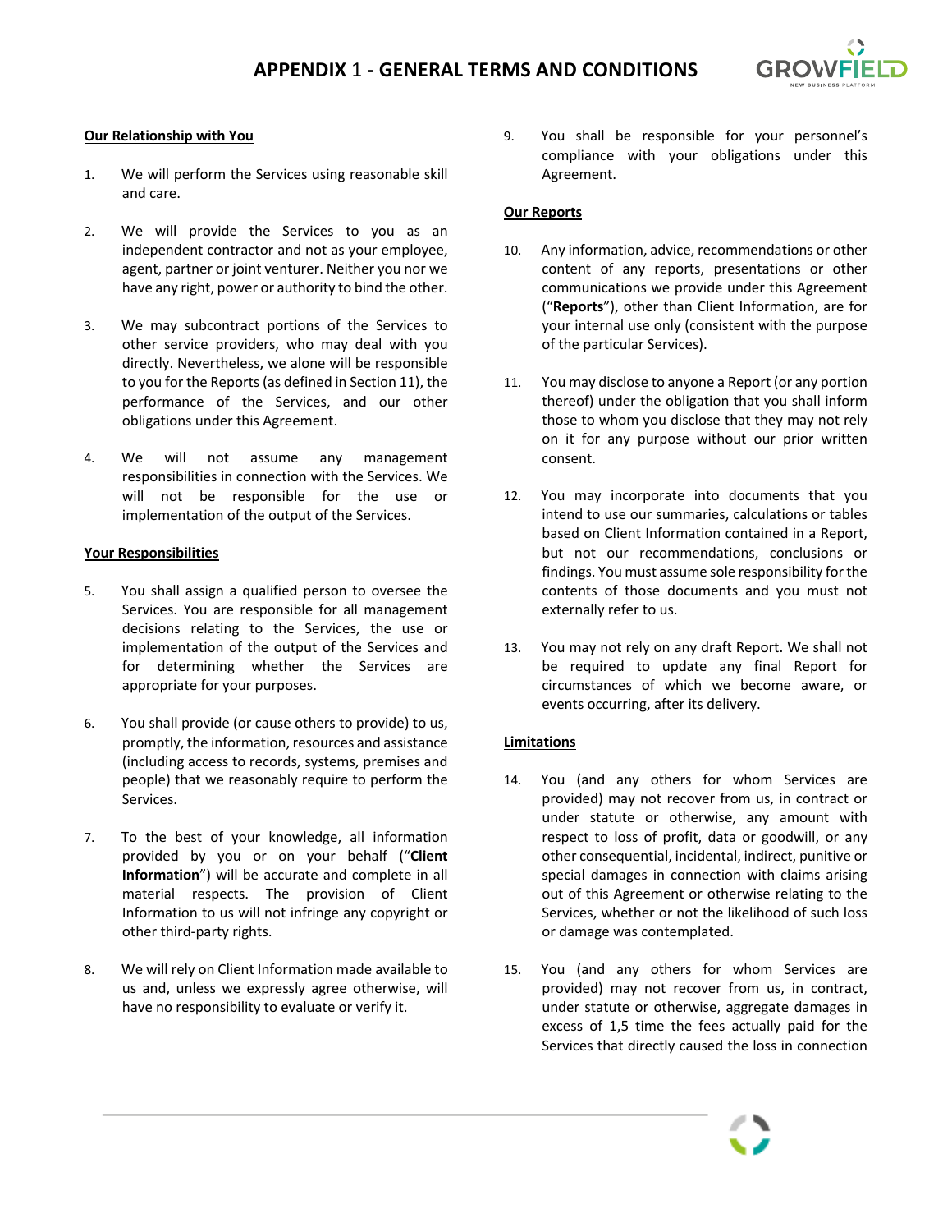# APPENDIX 1 - GENERAL TERMS AND CONDITIONS

## Our Relationship with You

1. We will perform the Services using reasonable skill and care.

2. We will provide the Services to you as an independent contractor and not as your employee, agent, partner or joint venturer. Neither you nor we have any right, power or authority to bind the other.

3. We may subcontract portions of the Services to other service providers, who may deal with you directly. Nevertheless, we alone will be responsible to you for the Reports (as defined in Section 11), the performance of the Services, and our other obligations under this Agreement.

4. We will not assume any management responsibilities in connection with the Services. We will not be responsible for the use or implementation of the output of the Services.

## Your Responsibilities

5. You shall assign a qualified person to oversee the Services. You are responsible for all management decisions relating to the Services, the use or implementation of the output of the Services and for determining whether the Services are appropriate for your purposes.

6. You shall provide (or cause others to provide) to us, promptly, the information, resources and assistance (including access to records, systems, premises and people) that we reasonably require to perform the Services.

7. To the best of your knowledge, all information provided by you or on your behalf ("**Client Information**") will be accurate and complete in all material respects. The provision of Client Information to us will not infringe any copyright or other third-party rights.

8. We will rely on Client Information made available to us and, unless we expressly agree otherwise, will have no responsibility to evaluate or verify it.

9. You shall be responsible for your personnel's compliance with your obligations under this Agreement.

## Our Reports

10. Any information, advice, recommendations or other content of any reports, presentations or other communications we provide under this Agreement ("**Reports**"), other than Client Information, are for your internal use only (consistent with the purpose of the particular Services).

11. You may disclose to anyone a Report (or any portion thereof) under the obligation that you shall inform those to whom you disclose that they may not rely on it for any purpose without our prior written consent.

12. You may incorporate into documents that you intend to use our summaries, calculations or tables based on Client Information contained in a Report, but not our recommendations, conclusions or findings. You must assume sole responsibility for the contents of those documents and you must not externally refer to us.

13. You may not rely on any draft Report. We shall not be required to update any final Report for circumstances of which we become aware, or events occurring, after its delivery.

## Limitations

14. You (and any others for whom Services are provided) may not recover from us, in contract or under statute or otherwise, any amount with respect to loss of profit, data or goodwill, or any other consequential, incidental, indirect, punitive or special damages in connection with claims arising out of this Agreement or otherwise relating to the Services, whether or not the likelihood of such loss or damage was contemplated.

15. You (and any others for whom Services are provided) may not recover from us, in contract, under statute or otherwise, aggregate damages in excess of 1,5 time the fees actually paid for the Services that directly caused the loss in connection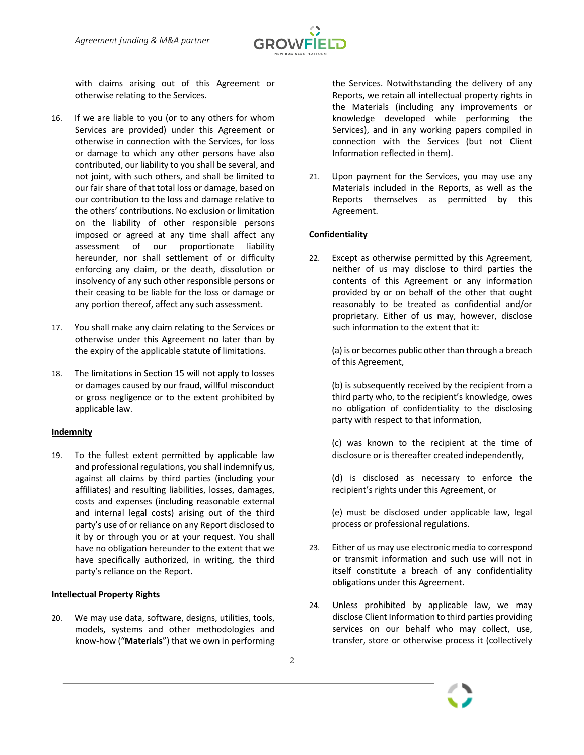with claims arising out of this Agreement or otherwise relating to the Services.

16. If we are liable to you (or to any others for whom Services are provided) under this Agreement or otherwise in connection with the Services, for loss or damage to which any other persons have also contributed, our liability to you shall be several, and not joint, with such others, and shall be limited to our fair share of that total loss or damage, based on our contribution to the loss and damage relative to the others' contributions. No exclusion or limitation on the liability of other responsible persons imposed or agreed at any time shall affect any assessment of our proportionate liability hereunder, nor shall settlement of or difficulty enforcing any claim, or the death, dissolution or insolvency of any such other responsible persons or their ceasing to be liable for the loss or damage or any portion thereof, affect any such assessment.

17. You shall make any claim relating to the Services or otherwise under this Agreement no later than by the expiry of the applicable statute of limitations.

18. The limitations in Section 15 will not apply to losses or damages caused by our fraud, willful misconduct or gross negligence or to the extent prohibited by applicable law.

**Indemnity**

19. To the fullest extent permitted by applicable law and professional regulations, you shall indemnify us, against all claims by third parties (including your affiliates) and resulting liabilities, losses, damages, costs and expenses (including reasonable external and internal legal costs) arising out of the third party's use of or reliance on any Report disclosed to it by or through you or at your request. You shall have no obligation hereunder to the extent that we have specifically authorized, in writing, the third party's reliance on the Report.

**Intellectual Property Rights**

20. We may use data, software, designs, utilities, tools, models, systems and other methodologies and know-how ("**Materials**") that we own in performing the Services. Notwithstanding the delivery of any Reports, we retain all intellectual property rights in the Materials (including any improvements or knowledge developed while performing the Services), and in any working papers compiled in connection with the Services (but not Client Information reflected in them).

21. Upon payment for the Services, you may use any Materials included in the Reports, as well as the Reports themselves as permitted by this Agreement.

**Confidentiality**

22. Except as otherwise permitted by this Agreement, neither of us may disclose to third parties the contents of this Agreement or any information provided by or on behalf of the other that ought reasonably to be treated as confidential and/or proprietary. Either of us may, however, disclose such information to the extent that it:

    (a) is or becomes public other than through a breach of this Agreement,

    (b) is subsequently received by the recipient from a third party who, to the recipient's knowledge, owes no obligation of confidentiality to the disclosing party with respect to that information,

    (c) was known to the recipient at the time of disclosure or is thereafter created independently,

    (d) is disclosed as necessary to enforce the recipient's rights under this Agreement, or

    (e) must be disclosed under applicable law, legal process or professional regulations.

23. Either of us may use electronic media to correspond or transmit information and such use will not in itself constitute a breach of any confidentiality obligations under this Agreement.

24. Unless prohibited by applicable law, we may disclose Client Information to third parties providing services on our behalf who may collect, use, transfer, store or otherwise process it (collectively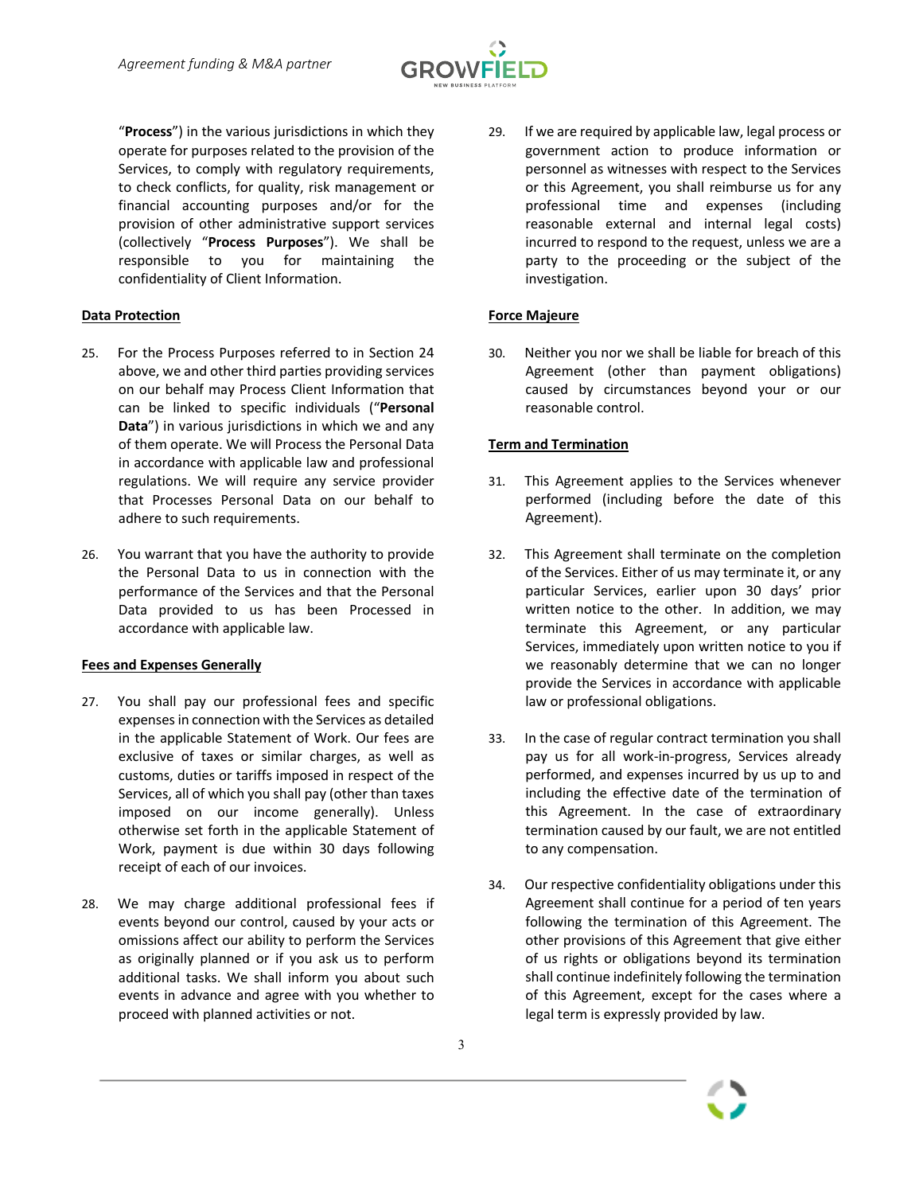"**Process**") in the various jurisdictions in which they operate for purposes related to the provision of the Services, to comply with regulatory requirements, to check conflicts, for quality, risk management or financial accounting purposes and/or for the provision of other administrative support services (collectively "**Process Purposes**"). We shall be responsible to you for maintaining the confidentiality of Client Information.

**Data Protection**

25. For the Process Purposes referred to in Section 24 above, we and other third parties providing services on our behalf may Process Client Information that can be linked to specific individuals ("**Personal Data**") in various jurisdictions in which we and any of them operate. We will Process the Personal Data in accordance with applicable law and professional regulations. We will require any service provider that Processes Personal Data on our behalf to adhere to such requirements.

26. You warrant that you have the authority to provide the Personal Data to us in connection with the performance of the Services and that the Personal Data provided to us has been Processed in accordance with applicable law.

**Fees and Expenses Generally**

27. You shall pay our professional fees and specific expenses in connection with the Services as detailed in the applicable Statement of Work. Our fees are exclusive of taxes or similar charges, as well as customs, duties or tariffs imposed in respect of the Services, all of which you shall pay (other than taxes imposed on our income generally). Unless otherwise set forth in the applicable Statement of Work, payment is due within 30 days following receipt of each of our invoices.

28. We may charge additional professional fees if events beyond our control, caused by your acts or omissions affect our ability to perform the Services as originally planned or if you ask us to perform additional tasks. We shall inform you about such events in advance and agree with you whether to proceed with planned activities or not.

29. If we are required by applicable law, legal process or government action to produce information or personnel as witnesses with respect to the Services or this Agreement, you shall reimburse us for any professional time and expenses (including reasonable external and internal legal costs) incurred to respond to the request, unless we are a party to the proceeding or the subject of the investigation.

**Force Majeure**

30. Neither you nor we shall be liable for breach of this Agreement (other than payment obligations) caused by circumstances beyond your or our reasonable control.

**Term and Termination**

31. This Agreement applies to the Services whenever performed (including before the date of this Agreement).

32. This Agreement shall terminate on the completion of the Services. Either of us may terminate it, or any particular Services, earlier upon 30 days' prior written notice to the other. In addition, we may terminate this Agreement, or any particular Services, immediately upon written notice to you if we reasonably determine that we can no longer provide the Services in accordance with applicable law or professional obligations.

33. In the case of regular contract termination you shall pay us for all work-in-progress, Services already performed, and expenses incurred by us up to and including the effective date of the termination of this Agreement. In the case of extraordinary termination caused by our fault, we are not entitled to any compensation.

34. Our respective confidentiality obligations under this Agreement shall continue for a period of ten years following the termination of this Agreement. The other provisions of this Agreement that give either of us rights or obligations beyond its termination shall continue indefinitely following the termination of this Agreement, except for the cases where a legal term is expressly provided by law.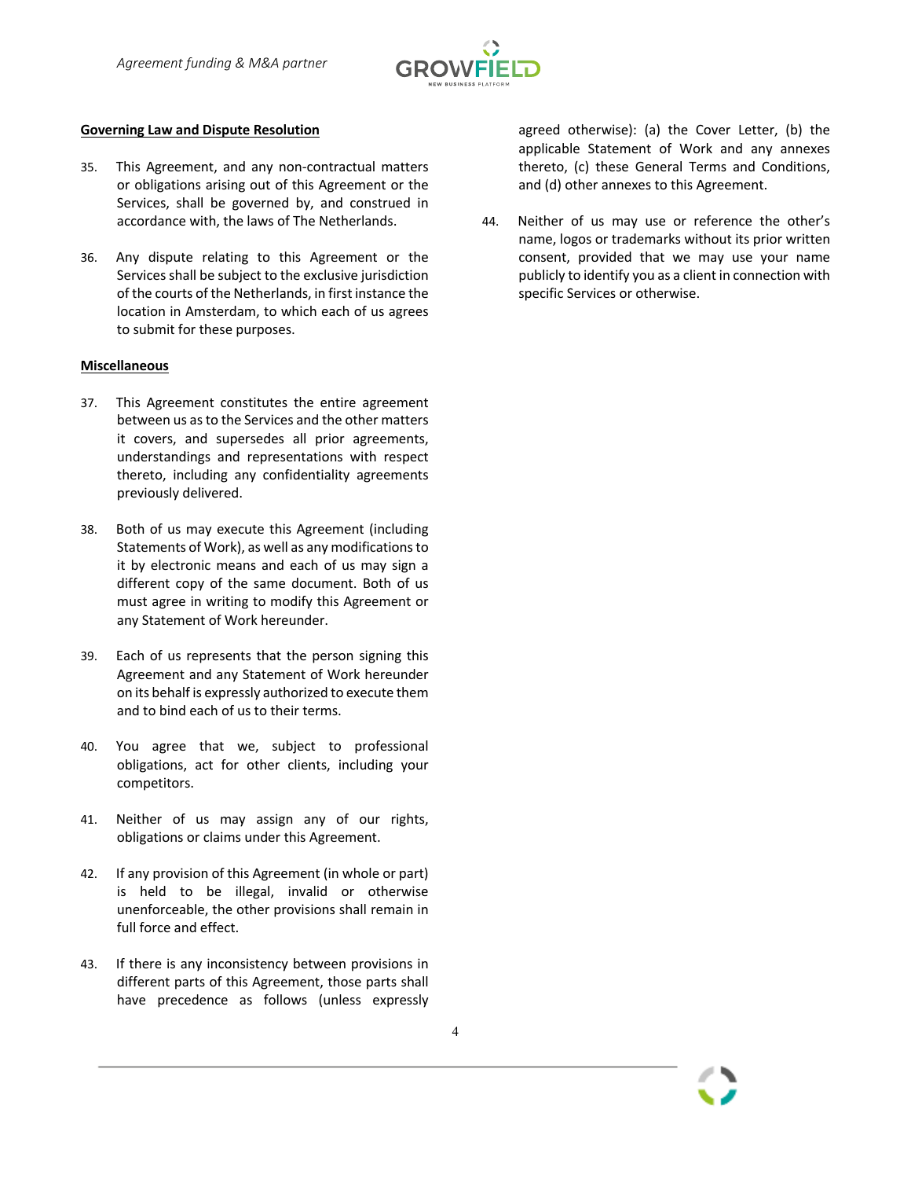## Governing Law and Dispute Resolution

35. This Agreement, and any non-contractual matters or obligations arising out of this Agreement or the Services, shall be governed by, and construed in accordance with, the laws of The Netherlands.

36. Any dispute relating to this Agreement or the Services shall be subject to the exclusive jurisdiction of the courts of the Netherlands, in first instance the location in Amsterdam, to which each of us agrees to submit for these purposes.

## Miscellaneous

37. This Agreement constitutes the entire agreement between us as to the Services and the other matters it covers, and supersedes all prior agreements, understandings and representations with respect thereto, including any confidentiality agreements previously delivered.

38. Both of us may execute this Agreement (including Statements of Work), as well as any modifications to it by electronic means and each of us may sign a different copy of the same document. Both of us must agree in writing to modify this Agreement or any Statement of Work hereunder.

39. Each of us represents that the person signing this Agreement and any Statement of Work hereunder on its behalf is expressly authorized to execute them and to bind each of us to their terms.

40. You agree that we, subject to professional obligations, act for other clients, including your competitors.

41. Neither of us may assign any of our rights, obligations or claims under this Agreement.

42. If any provision of this Agreement (in whole or part) is held to be illegal, invalid or otherwise unenforceable, the other provisions shall remain in full force and effect.

43. If there is any inconsistency between provisions in different parts of this Agreement, those parts shall have precedence as follows (unless expressly agreed otherwise): (a) the Cover Letter, (b) the applicable Statement of Work and any annexes thereto, (c) these General Terms and Conditions, and (d) other annexes to this Agreement.

44. Neither of us may use or reference the other's name, logos or trademarks without its prior written consent, provided that we may use your name publicly to identify you as a client in connection with specific Services or otherwise.